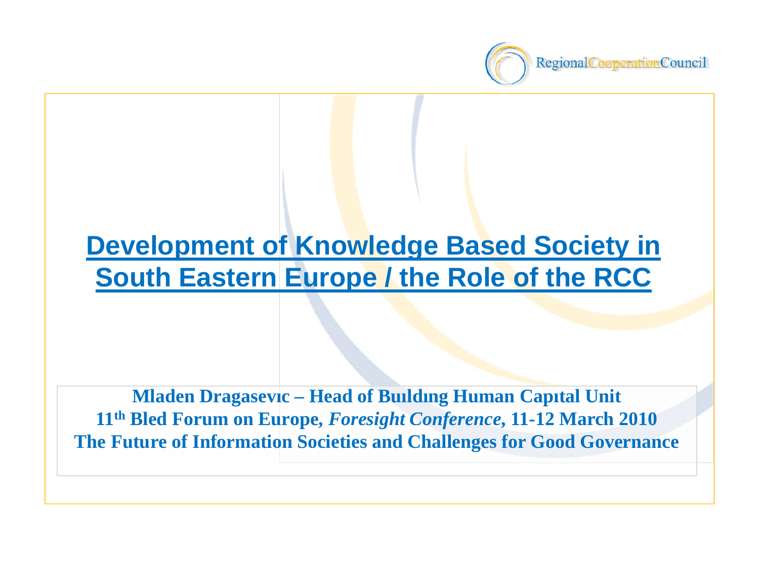Regional Cooperation Council

# Development of Knowledge Based Society in South Eastern Europe / the Role of the RCC

**Mladen Dragasevic – Head of Building Human Capital Unit**

**11th Bled Forum on Europe, *Foresight Conference*, 11-12 March 2010**

**The Future of Information Societies and Challenges for Good Governance**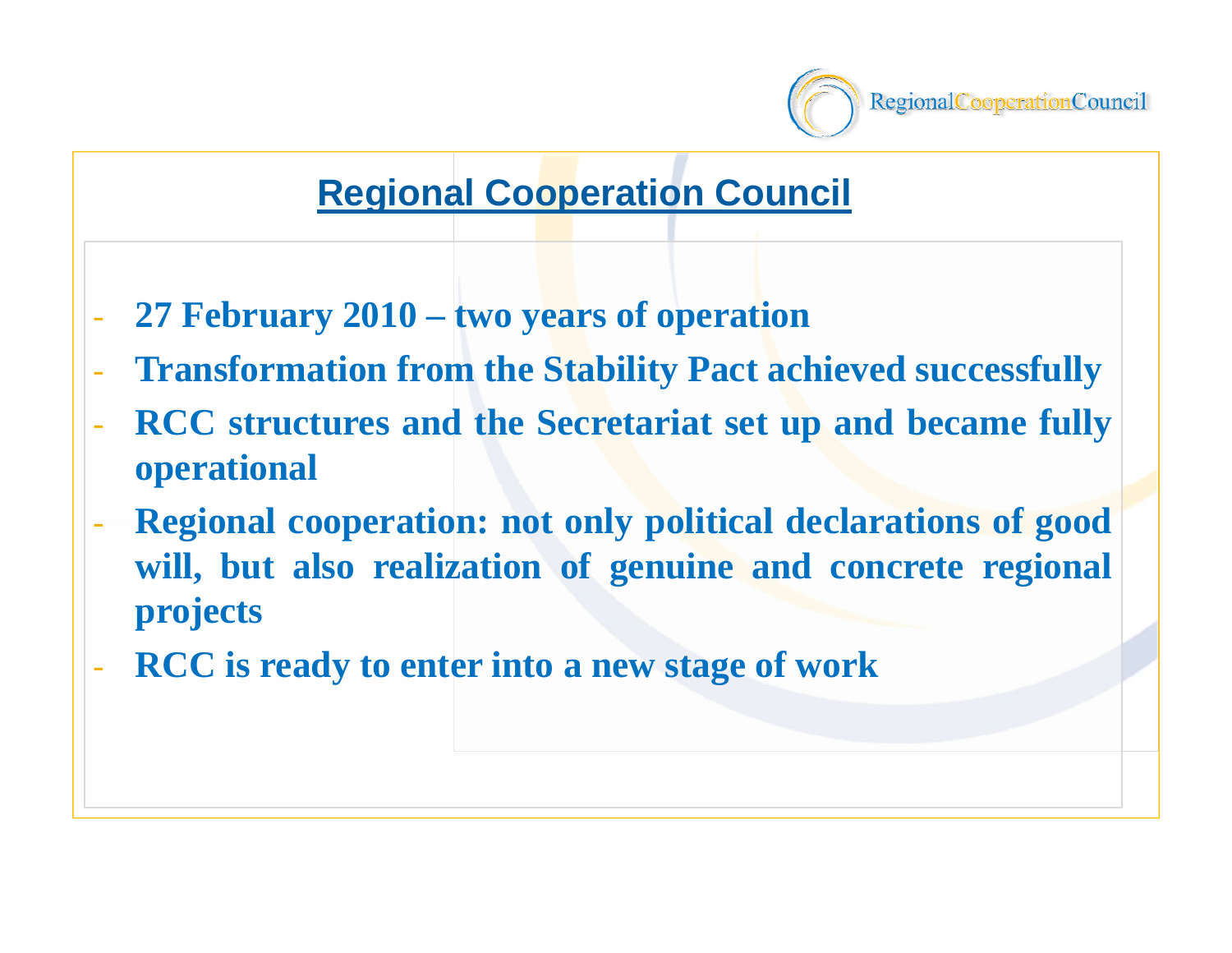## Regional Cooperation Council

- **27 February 2010 – two years of operation**
- **Transformation from the Stability Pact achieved successfully**
- **RCC structures and the Secretariat set up and became fully operational**
- **Regional cooperation: not only political declarations of good will, but also realization of genuine and concrete regional projects**
- **RCC is ready to enter into a new stage of work**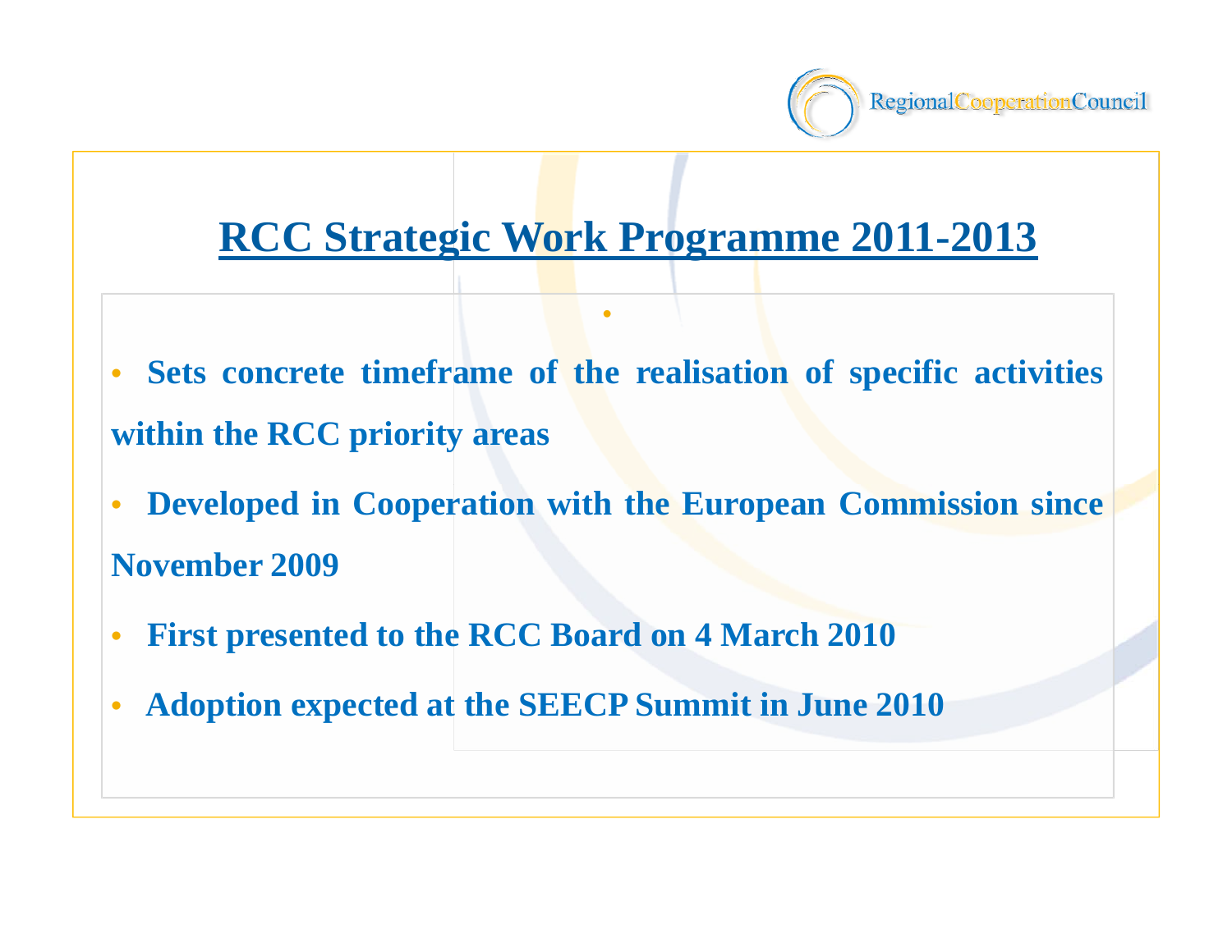# RCC Strategic Work Programme 2011-2013

- **Sets concrete timeframe of the realisation of specific activities within the RCC priority areas**
- **Developed in Cooperation with the European Commission since November 2009**
- **First presented to the RCC Board on 4 March 2010**
- **Adoption expected at the SEECP Summit in June 2010**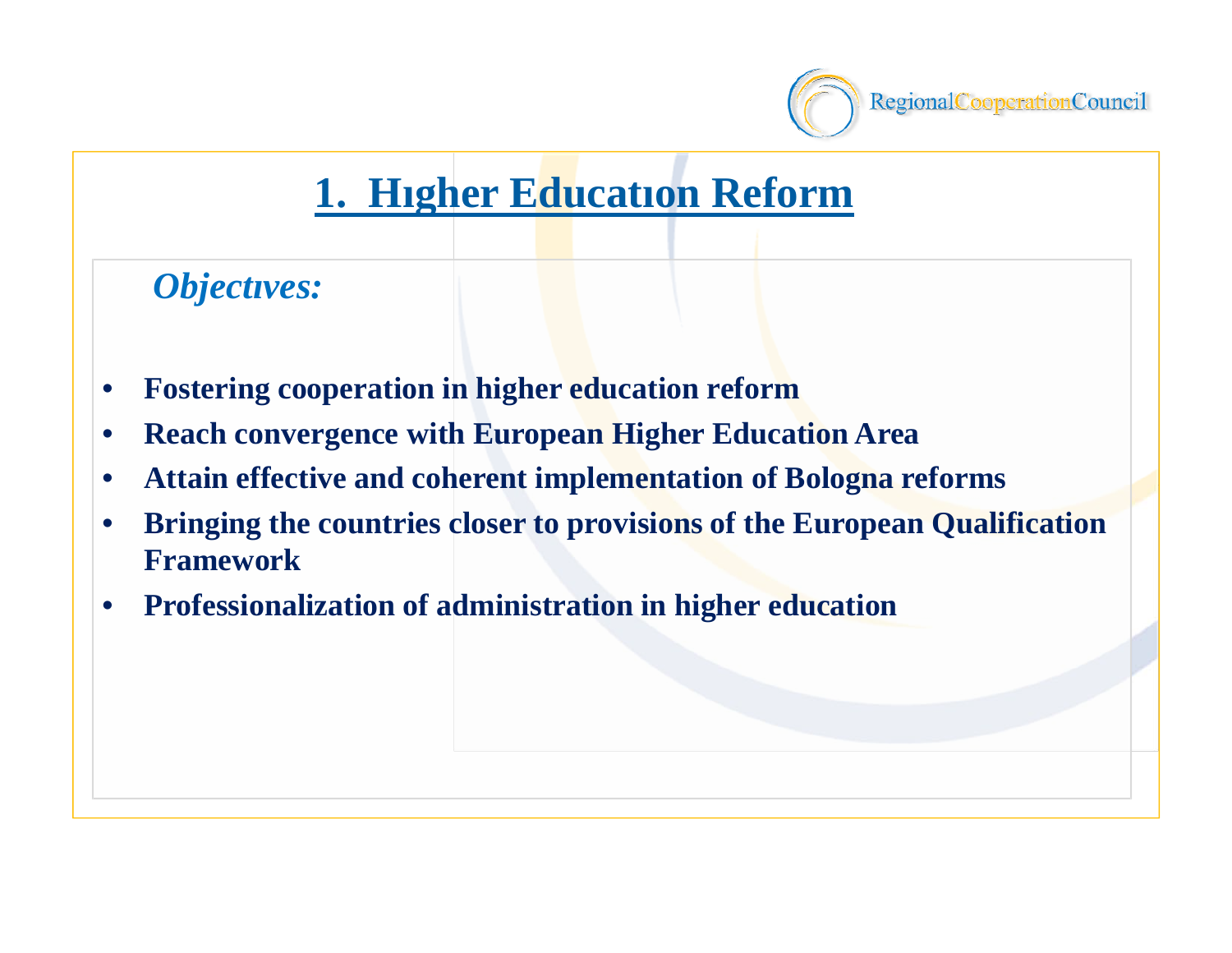# 1. Higher Education Reform

*Objectives:*

- **Fostering cooperation in higher education reform**
- **Reach convergence with European Higher Education Area**
- **Attain effective and coherent implementation of Bologna reforms**
- **Bringing the countries closer to provisions of the European Qualification Framework**
- **Professionalization of administration in higher education**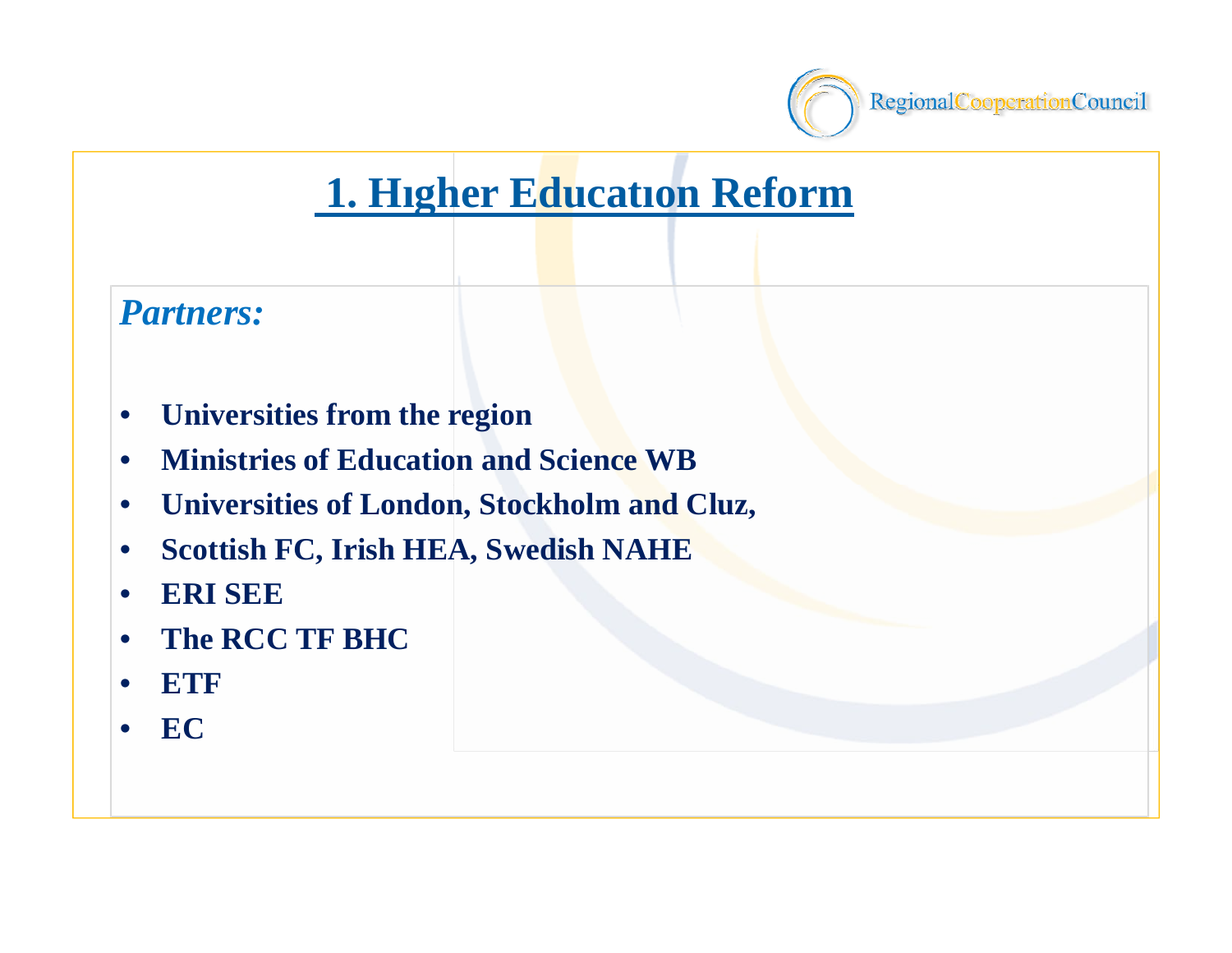# 1. Hıgher Educatıon Reform

*Partners:*

- **Universities from the region**
- **Ministries of Education and Science WB**
- **Universities of London, Stockholm and Cluz,**
- **Scottish FC, Irish HEA, Swedish NAHE**
- **ERI SEE**
- **The RCC TF BHC**
- **ETF**
- **EC**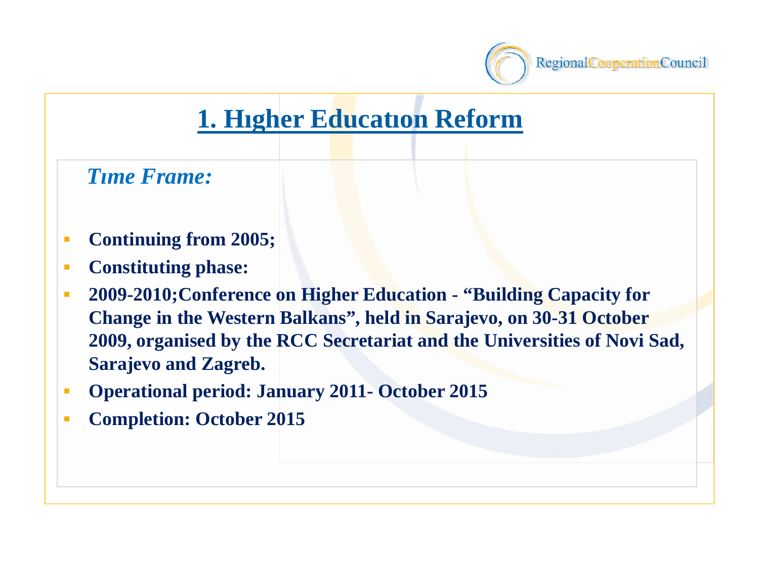# 1. Hıgher Educatıon Reform

*Tıme Frame:*

- **Continuing from 2005;**
- **Constituting phase:**
- **2009-2010;Conference on Higher Education - "Building Capacity for Change in the Western Balkans", held in Sarajevo, on 30-31 October 2009, organised by the RCC Secretariat and the Universities of Novi Sad, Sarajevo and Zagreb.**
- **Operational period: January 2011- October 2015**
- **Completion: October 2015**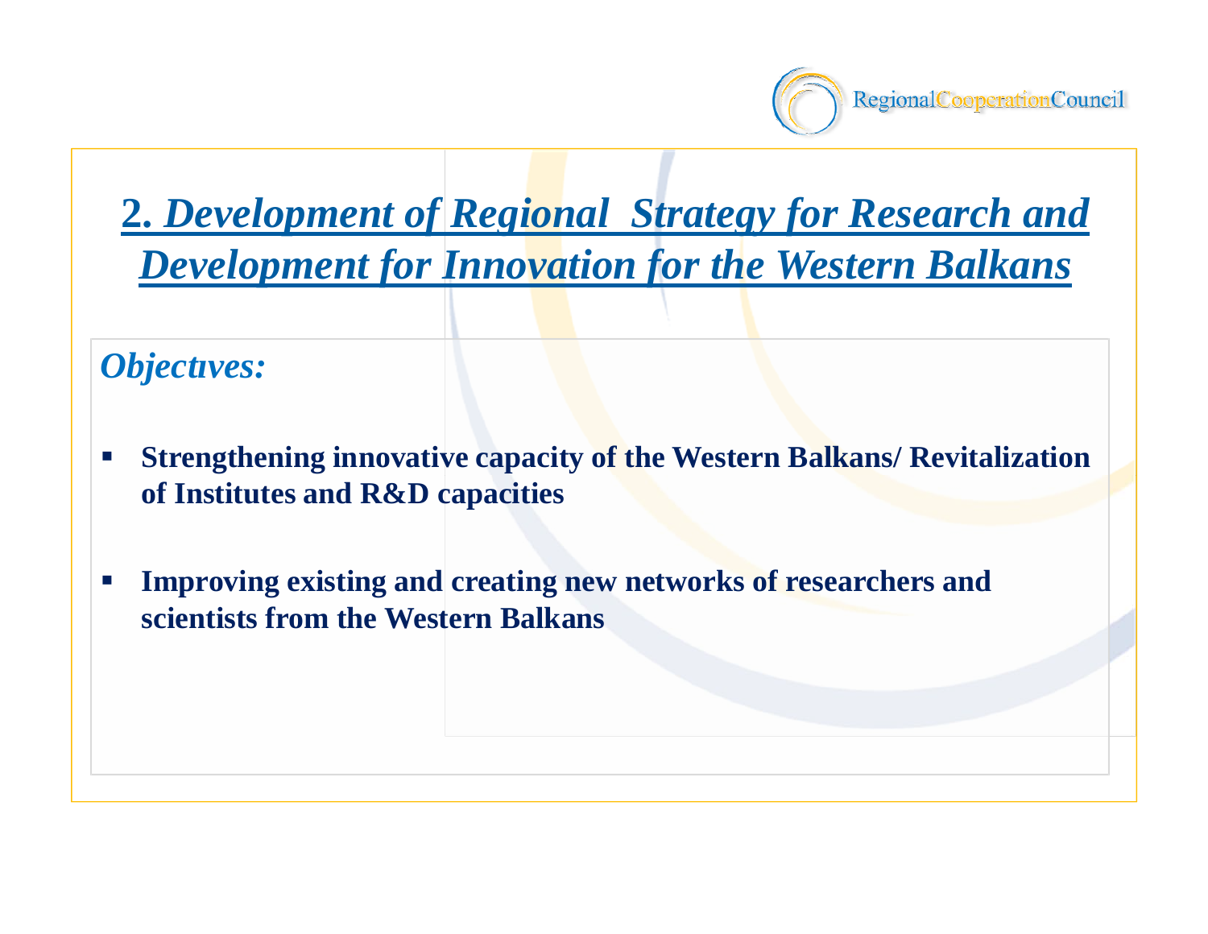## 2. *Development of Regional Strategy for Research and Development for Innovation for the Western Balkans*

*Objectives:*

- **Strengthening innovative capacity of the Western Balkans/ Revitalization of Institutes and R&D capacities**
- **Improving existing and creating new networks of researchers and scientists from the Western Balkans**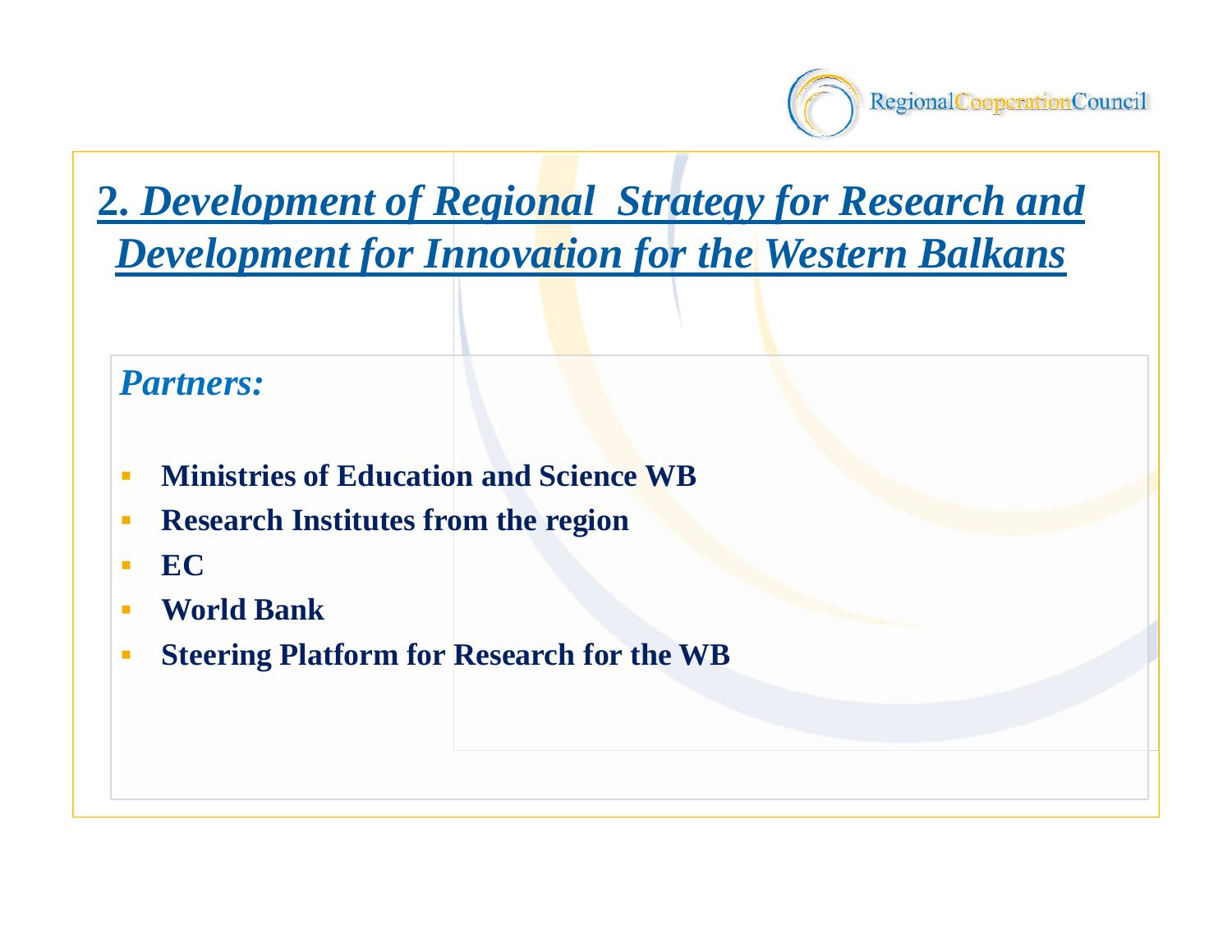## 2. *Development of Regional Strategy for Research and Development for Innovation for the Western Balkans*

***Partners:***

- **Ministries of Education and Science WB**
- **Research Institutes from the region**
- **EC**
- **World Bank**
- **Steering Platform for Research for the WB**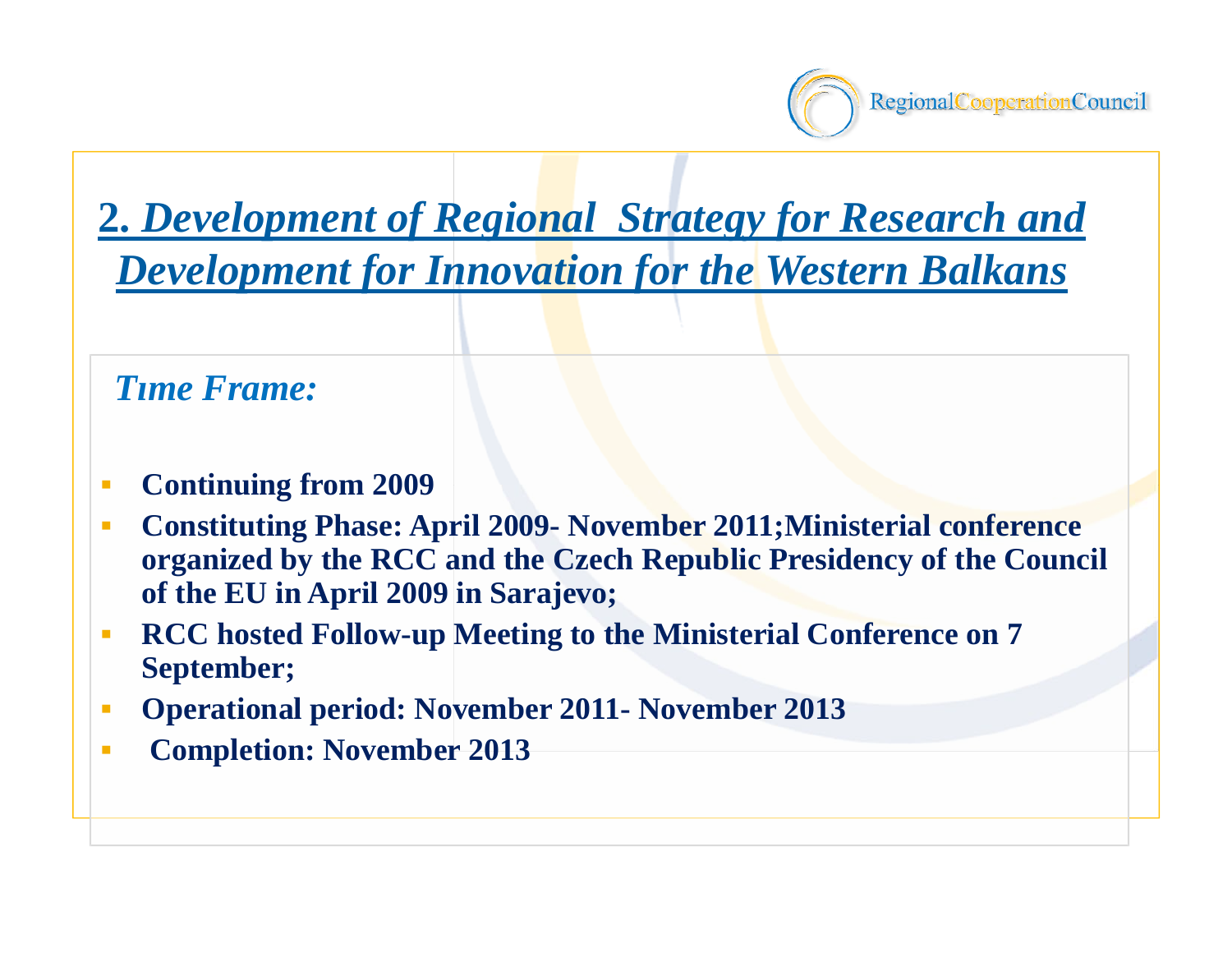## 2. *Development of Regional Strategy for Research and Development for Innovation for the Western Balkans*

*Tıme Frame:*

- **Continuing from 2009**
- **Constituting Phase: April 2009- November 2011;Ministerial conference organized by the RCC and the Czech Republic Presidency of the Council of the EU in April 2009 in Sarajevo;**
- **RCC hosted Follow-up Meeting to the Ministerial Conference on 7 September;**
- **Operational period: November 2011- November 2013**
- **Completion: November 2013**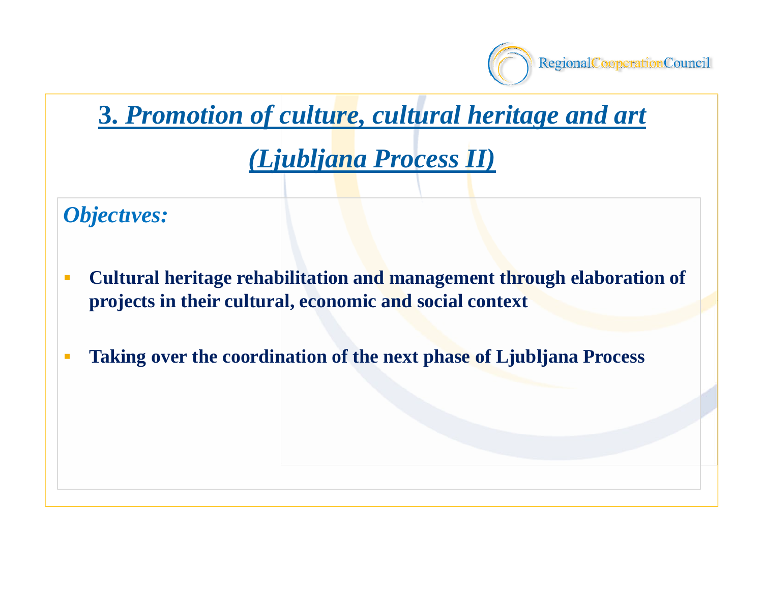# 3. *Promotion of culture, cultural heritage and art (Ljubljana Process II)*

*Objectives:*

- **Cultural heritage rehabilitation and management through elaboration of projects in their cultural, economic and social context**
- **Taking over the coordination of the next phase of Ljubljana Process**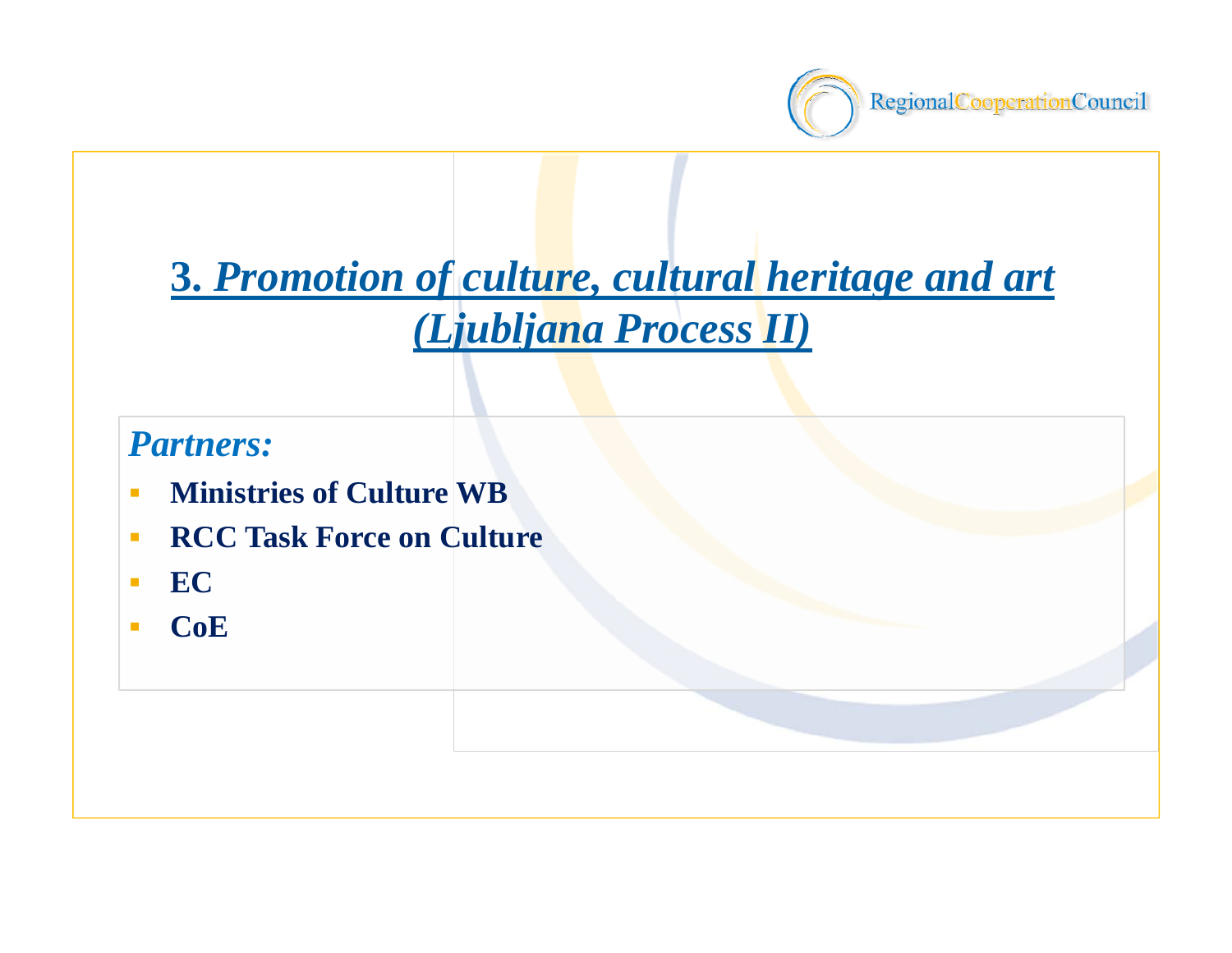# 3. *Promotion of culture, cultural heritage and art (Ljubljana Process II)*

***Partners:***

- **Ministries of Culture WB**
- **RCC Task Force on Culture**
- **EC**
- **CoE**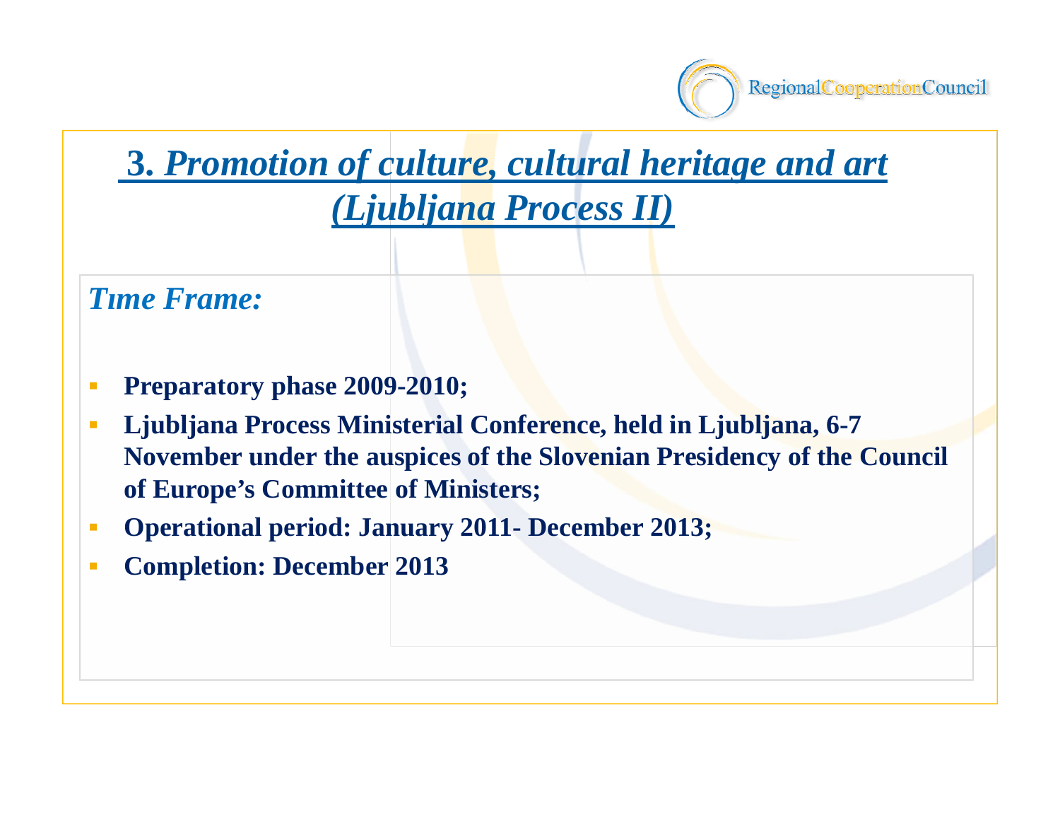# 3. *Promotion of culture, cultural heritage and art (Ljubljana Process II)*

*Tıme Frame:*

- **Preparatory phase 2009-2010;**
- **Ljubljana Process Ministerial Conference, held in Ljubljana, 6-7 November under the auspices of the Slovenian Presidency of the Council of Europe's Committee of Ministers;**
- **Operational period: January 2011- December 2013;**
- **Completion: December 2013**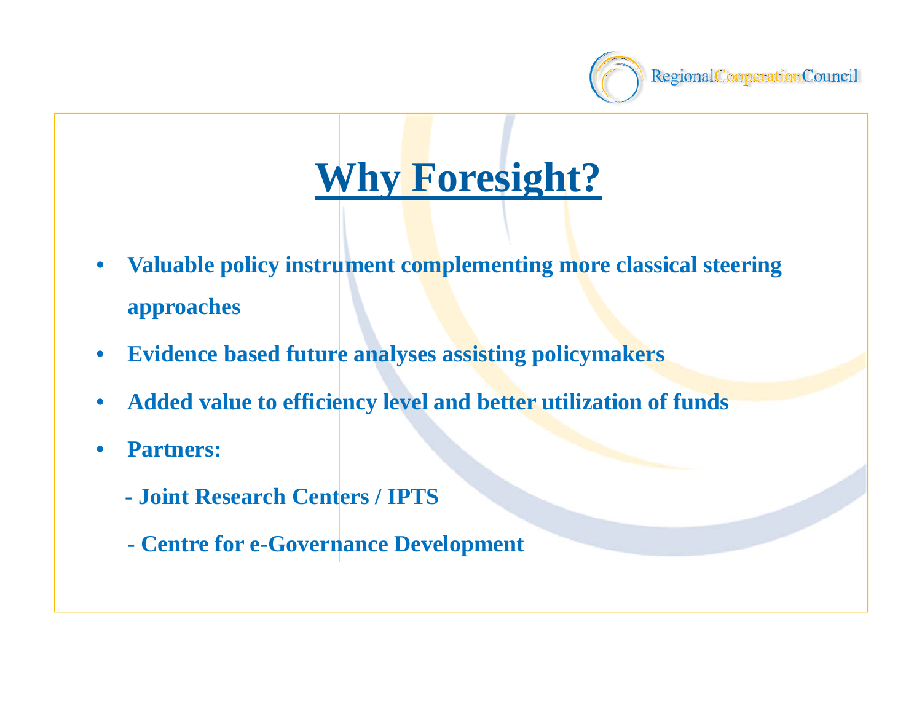# Why Foresight?

- **Valuable policy instrument complementing more classical steering approaches**
- **Evidence based future analyses assisting policymakers**
- **Added value to efficiency level and better utilization of funds**
- **Partners:**

  **- Joint Research Centers / IPTS**

  **- Centre for e-Governance Development**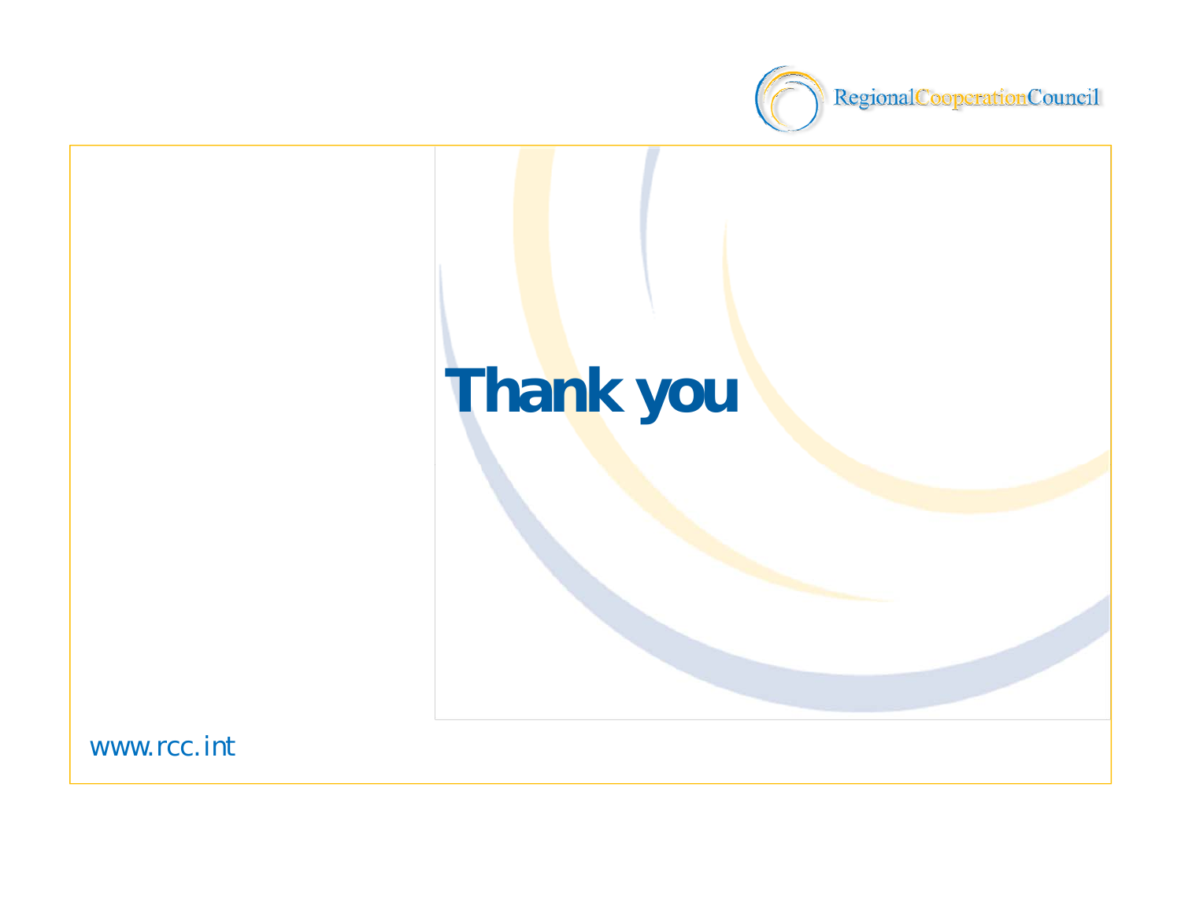Regional Cooperation Council

# Thank you

www.rcc.int